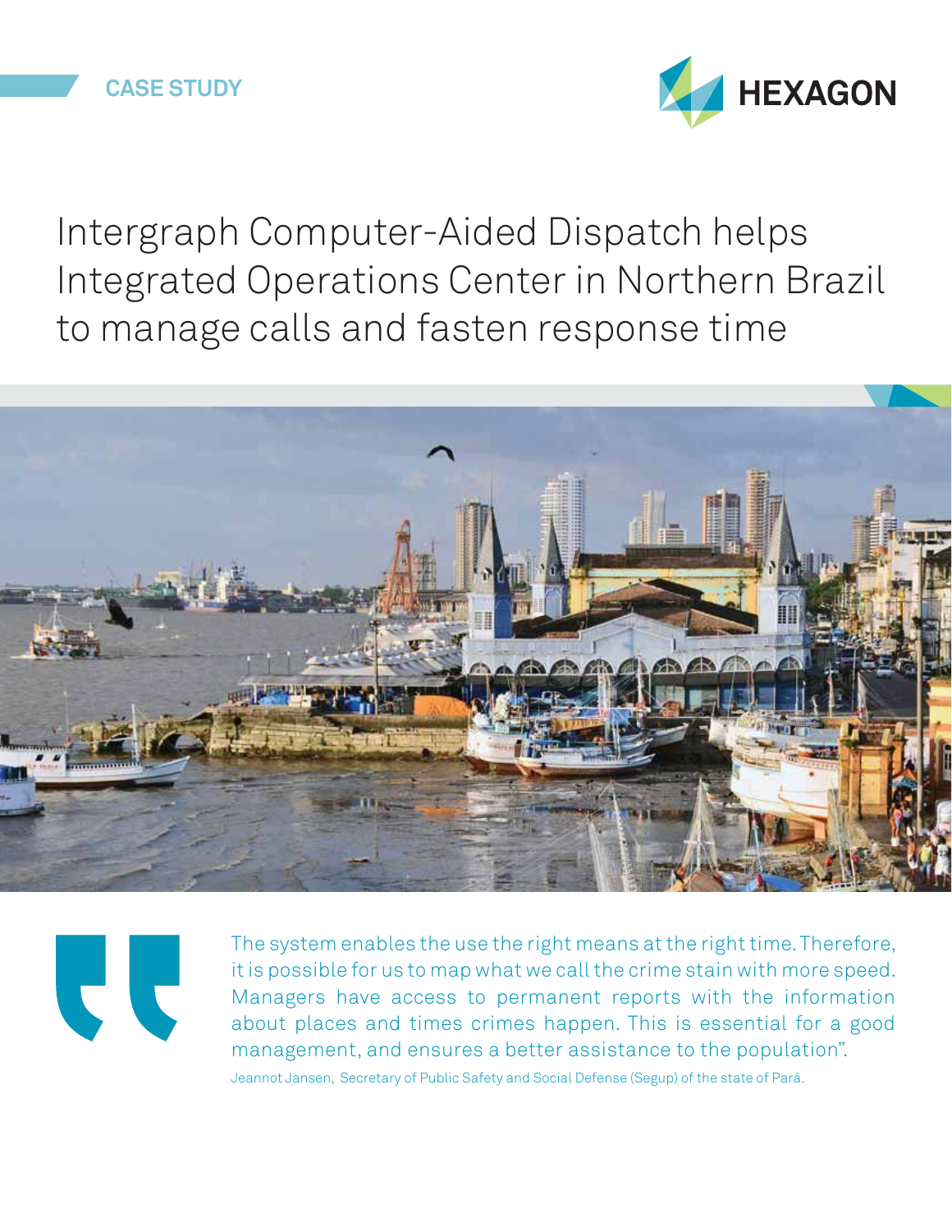CASE STUDY

HEXAGON

# Intergraph Computer-Aided Dispatch helps Integrated Operations Center in Northern Brazil to manage calls and fasten response time

The system enables the use the right means at the right time. Therefore, it is possible for us to map what we call the crime stain with more speed. Managers have access to permanent reports with the information about places and times crimes happen. This is essential for a good management, and ensures a better assistance to the population".

Jeannot Jansen, Secretary of Public Safety and Social Defense (Segup) of the state of Pará.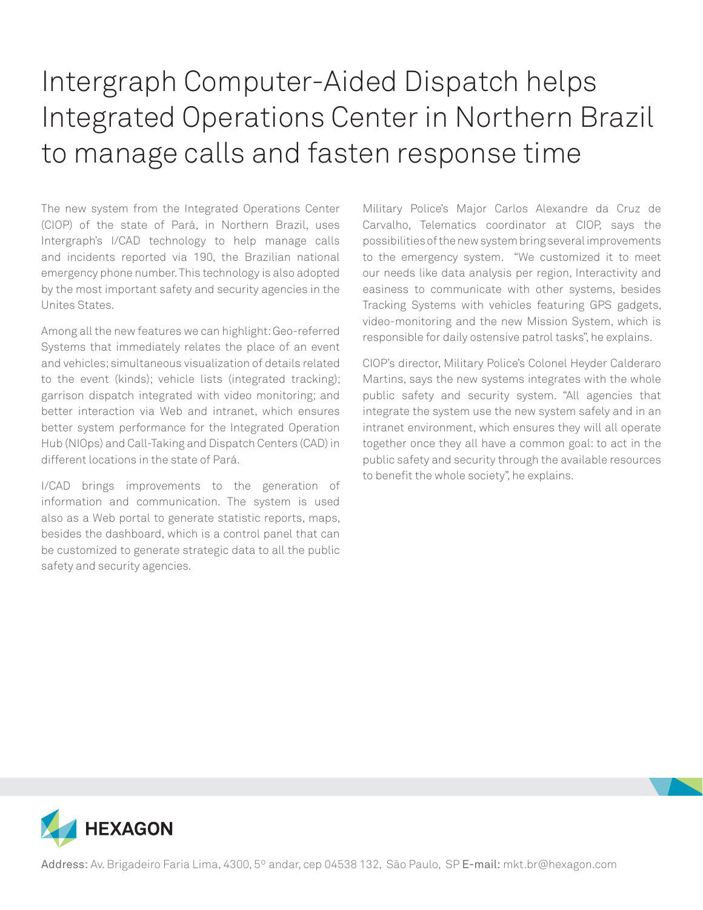# Intergraph Computer-Aided Dispatch helps Integrated Operations Center in Northern Brazil to manage calls and fasten response time

The new system from the Integrated Operations Center (CIOP) of the state of Pará, in Northern Brazil, uses Intergraph's I/CAD technology to help manage calls and incidents reported via 190, the Brazilian national emergency phone number. This technology is also adopted by the most important safety and security agencies in the Unites States.

Among all the new features we can highlight: Geo-referred Systems that immediately relates the place of an event and vehicles; simultaneous visualization of details related to the event (kinds); vehicle lists (integrated tracking); garrison dispatch integrated with video monitoring; and better interaction via Web and intranet, which ensures better system performance for the Integrated Operation Hub (NIOps) and Call-Taking and Dispatch Centers (CAD) in different locations in the state of Pará.

I/CAD brings improvements to the generation of information and communication. The system is used also as a Web portal to generate statistic reports, maps, besides the dashboard, which is a control panel that can be customized to generate strategic data to all the public safety and security agencies.

Military Police's Major Carlos Alexandre da Cruz de Carvalho, Telematics coordinator at CIOP, says the possibilities of the new system bring several improvements to the emergency system. "We customized it to meet our needs like data analysis per region, Interactivity and easiness to communicate with other systems, besides Tracking Systems with vehicles featuring GPS gadgets, video-monitoring and the new Mission System, which is responsible for daily ostensive patrol tasks", he explains.

CIOP's director, Military Police's Colonel Heyder Calderaro Martins, says the new systems integrates with the whole public safety and security system. "All agencies that integrate the system use the new system safely and in an intranet environment, which ensures they will all operate together once they all have a common goal: to act in the public safety and security through the available resources to benefit the whole society", he explains.

HEXAGON

**Address:** Av. Brigadeiro Faria Lima, 4300, 5º andar, cep 04538 132, São Paulo, SP **E-mail:** mkt.br@hexagon.com